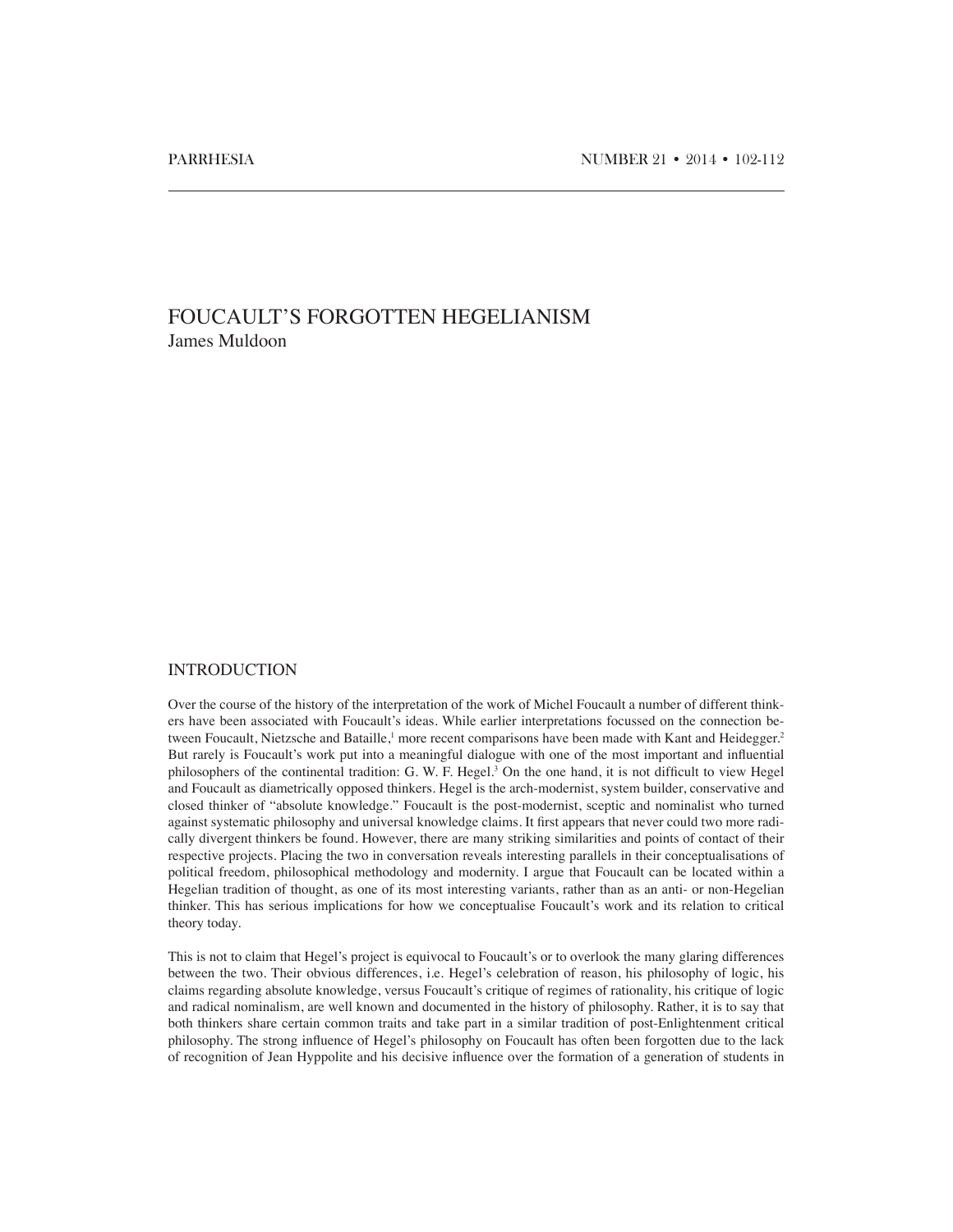# FOUCAULT'S FORGOTTEN HEGELIANISM

James Muldoon

## INTRODUCTION

Over the course of the history of the interpretation of the work of Michel Foucault a number of different thinkers have been associated with Foucault's ideas. While earlier interpretations focussed on the connection between Foucault, Nietzsche and Bataille,[1] more recent comparisons have been made with Kant and Heidegger.[2] But rarely is Foucault's work put into a meaningful dialogue with one of the most important and influential philosophers of the continental tradition: G. W. F. Hegel.[3] On the one hand, it is not difficult to view Hegel and Foucault as diametrically opposed thinkers. Hegel is the arch-modernist, system builder, conservative and closed thinker of "absolute knowledge." Foucault is the post-modernist, sceptic and nominalist who turned against systematic philosophy and universal knowledge claims. It first appears that never could two more radically divergent thinkers be found. However, there are many striking similarities and points of contact of their respective projects. Placing the two in conversation reveals interesting parallels in their conceptualisations of political freedom, philosophical methodology and modernity. I argue that Foucault can be located within a Hegelian tradition of thought, as one of its most interesting variants, rather than as an anti- or non-Hegelian thinker. This has serious implications for how we conceptualise Foucault's work and its relation to critical theory today.

This is not to claim that Hegel's project is equivocal to Foucault's or to overlook the many glaring differences between the two. Their obvious differences, i.e. Hegel's celebration of reason, his philosophy of logic, his claims regarding absolute knowledge, versus Foucault's critique of regimes of rationality, his critique of logic and radical nominalism, are well known and documented in the history of philosophy. Rather, it is to say that both thinkers share certain common traits and take part in a similar tradition of post-Enlightenment critical philosophy. The strong influence of Hegel's philosophy on Foucault has often been forgotten due to the lack of recognition of Jean Hyppolite and his decisive influence over the formation of a generation of students in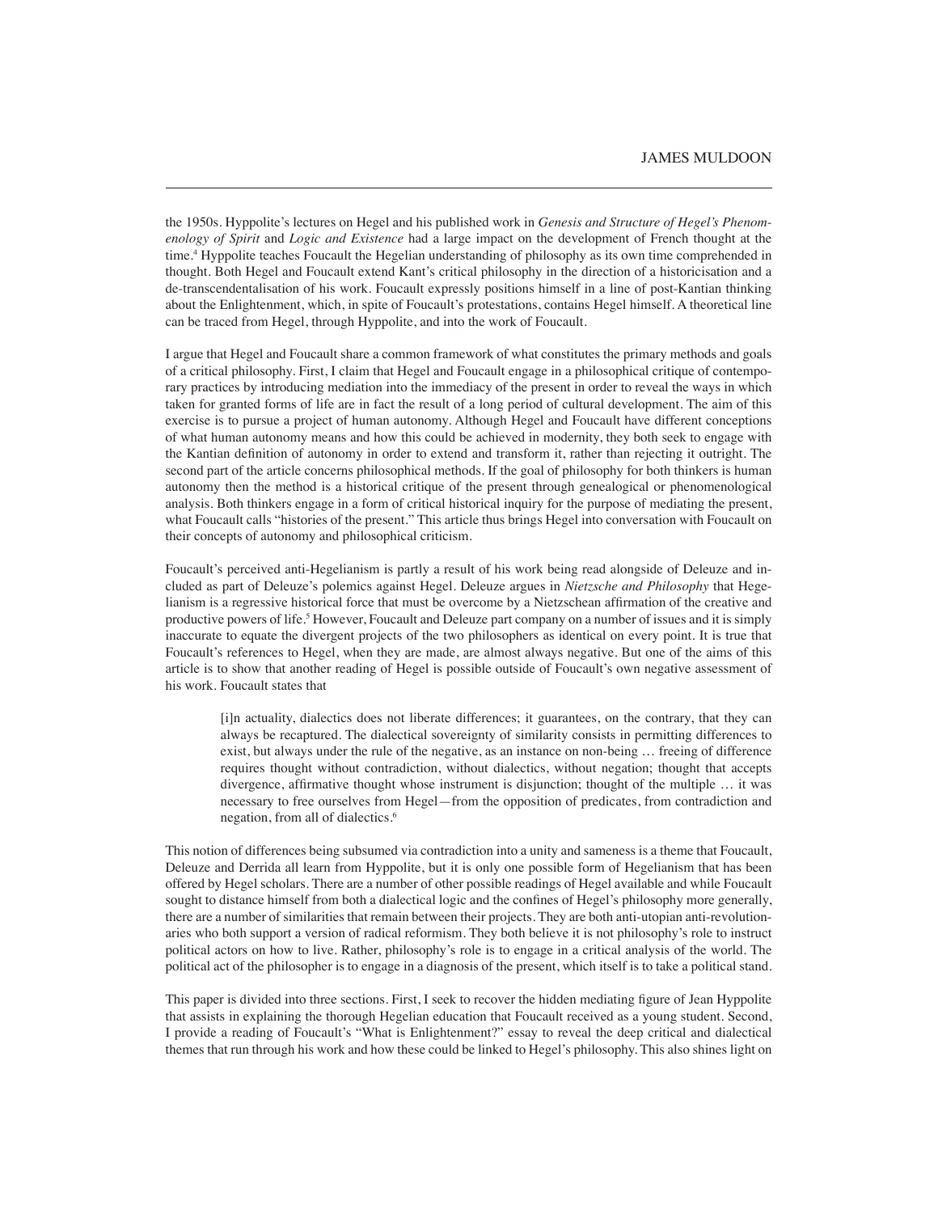the 1950s. Hyppolite's lectures on Hegel and his published work in *Genesis and Structure of Hegel's Phenomenology of Spirit* and *Logic and Existence* had a large impact on the development of French thought at the time.[4] Hyppolite teaches Foucault the Hegelian understanding of philosophy as its own time comprehended in thought. Both Hegel and Foucault extend Kant's critical philosophy in the direction of a historicisation and a de-transcendentalisation of his work. Foucault expressly positions himself in a line of post-Kantian thinking about the Enlightenment, which, in spite of Foucault's protestations, contains Hegel himself. A theoretical line can be traced from Hegel, through Hyppolite, and into the work of Foucault.

I argue that Hegel and Foucault share a common framework of what constitutes the primary methods and goals of a critical philosophy. First, I claim that Hegel and Foucault engage in a philosophical critique of contemporary practices by introducing mediation into the immediacy of the present in order to reveal the ways in which taken for granted forms of life are in fact the result of a long period of cultural development. The aim of this exercise is to pursue a project of human autonomy. Although Hegel and Foucault have different conceptions of what human autonomy means and how this could be achieved in modernity, they both seek to engage with the Kantian definition of autonomy in order to extend and transform it, rather than rejecting it outright. The second part of the article concerns philosophical methods. If the goal of philosophy for both thinkers is human autonomy then the method is a historical critique of the present through genealogical or phenomenological analysis. Both thinkers engage in a form of critical historical inquiry for the purpose of mediating the present, what Foucault calls "histories of the present." This article thus brings Hegel into conversation with Foucault on their concepts of autonomy and philosophical criticism.

Foucault's perceived anti-Hegelianism is partly a result of his work being read alongside of Deleuze and included as part of Deleuze's polemics against Hegel. Deleuze argues in *Nietzsche and Philosophy* that Hegelianism is a regressive historical force that must be overcome by a Nietzschean affirmation of the creative and productive powers of life.[5] However, Foucault and Deleuze part company on a number of issues and it is simply inaccurate to equate the divergent projects of the two philosophers as identical on every point. It is true that Foucault's references to Hegel, when they are made, are almost always negative. But one of the aims of this article is to show that another reading of Hegel is possible outside of Foucault's own negative assessment of his work. Foucault states that

> [i]n actuality, dialectics does not liberate differences; it guarantees, on the contrary, that they can always be recaptured. The dialectical sovereignty of similarity consists in permitting differences to exist, but always under the rule of the negative, as an instance on non-being … freeing of difference requires thought without contradiction, without dialectics, without negation; thought that accepts divergence, affirmative thought whose instrument is disjunction; thought of the multiple … it was necessary to free ourselves from Hegel—from the opposition of predicates, from contradiction and negation, from all of dialectics.[6]

This notion of differences being subsumed via contradiction into a unity and sameness is a theme that Foucault, Deleuze and Derrida all learn from Hyppolite, but it is only one possible form of Hegelianism that has been offered by Hegel scholars. There are a number of other possible readings of Hegel available and while Foucault sought to distance himself from both a dialectical logic and the confines of Hegel's philosophy more generally, there are a number of similarities that remain between their projects. They are both anti-utopian anti-revolutionaries who both support a version of radical reformism. They both believe it is not philosophy's role to instruct political actors on how to live. Rather, philosophy's role is to engage in a critical analysis of the world. The political act of the philosopher is to engage in a diagnosis of the present, which itself is to take a political stand.

This paper is divided into three sections. First, I seek to recover the hidden mediating figure of Jean Hyppolite that assists in explaining the thorough Hegelian education that Foucault received as a young student. Second, I provide a reading of Foucault's "What is Enlightenment?" essay to reveal the deep critical and dialectical themes that run through his work and how these could be linked to Hegel's philosophy. This also shines light on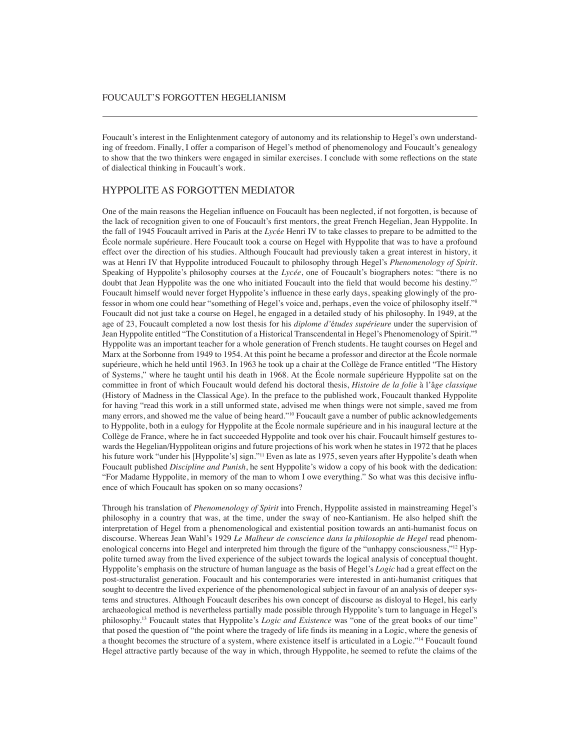Foucault's interest in the Enlightenment category of autonomy and its relationship to Hegel's own understanding of freedom. Finally, I offer a comparison of Hegel's method of phenomenology and Foucault's genealogy to show that the two thinkers were engaged in similar exercises. I conclude with some reflections on the state of dialectical thinking in Foucault's work.

## HYPPOLITE AS FORGOTTEN MEDIATOR

One of the main reasons the Hegelian influence on Foucault has been neglected, if not forgotten, is because of the lack of recognition given to one of Foucault's first mentors, the great French Hegelian, Jean Hyppolite. In the fall of 1945 Foucault arrived in Paris at the *Lycée* Henri IV to take classes to prepare to be admitted to the École normale supérieure. Here Foucault took a course on Hegel with Hyppolite that was to have a profound effect over the direction of his studies. Although Foucault had previously taken a great interest in history, it was at Henri IV that Hyppolite introduced Foucault to philosophy through Hegel's *Phenomenology of Spirit*. Speaking of Hyppolite's philosophy courses at the *Lycée*, one of Foucault's biographers notes: "there is no doubt that Jean Hyppolite was the one who initiated Foucault into the field that would become his destiny."[7] Foucault himself would never forget Hyppolite's influence in these early days, speaking glowingly of the professor in whom one could hear "something of Hegel's voice and, perhaps, even the voice of philosophy itself."[8] Foucault did not just take a course on Hegel, he engaged in a detailed study of his philosophy. In 1949, at the age of 23, Foucault completed a now lost thesis for his *diplome d'études supérieure* under the supervision of Jean Hyppolite entitled "The Constitution of a Historical Transcendental in Hegel's Phenomenology of Spirit."[9] Hyppolite was an important teacher for a whole generation of French students. He taught courses on Hegel and Marx at the Sorbonne from 1949 to 1954. At this point he became a professor and director at the École normale supérieure, which he held until 1963. In 1963 he took up a chair at the Collège de France entitled "The History of Systems," where he taught until his death in 1968. At the École normale supérieure Hyppolite sat on the committee in front of which Foucault would defend his doctoral thesis, *Histoire de la folie* à l'*âge classique* (History of Madness in the Classical Age). In the preface to the published work, Foucault thanked Hyppolite for having "read this work in a still unformed state, advised me when things were not simple, saved me from many errors, and showed me the value of being heard."[10] Foucault gave a number of public acknowledgements to Hyppolite, both in a eulogy for Hyppolite at the École normale supérieure and in his inaugural lecture at the Collège de France, where he in fact succeeded Hyppolite and took over his chair. Foucault himself gestures towards the Hegelian/Hyppolitean origins and future projections of his work when he states in 1972 that he places his future work "under his [Hyppolite's] sign."[11] Even as late as 1975, seven years after Hyppolite's death when Foucault published *Discipline and Punish*, he sent Hyppolite's widow a copy of his book with the dedication: "For Madame Hyppolite, in memory of the man to whom I owe everything." So what was this decisive influence of which Foucault has spoken on so many occasions?

Through his translation of *Phenomenology of Spirit* into French, Hyppolite assisted in mainstreaming Hegel's philosophy in a country that was, at the time, under the sway of neo-Kantianism. He also helped shift the interpretation of Hegel from a phenomenological and existential position towards an anti-humanist focus on discourse. Whereas Jean Wahl's 1929 *Le Malheur de conscience dans la philosophie de Hegel* read phenomenological concerns into Hegel and interpreted him through the figure of the "unhappy consciousness,"[12] Hyppolite turned away from the lived experience of the subject towards the logical analysis of conceptual thought. Hyppolite's emphasis on the structure of human language as the basis of Hegel's *Logic* had a great effect on the post-structuralist generation. Foucault and his contemporaries were interested in anti-humanist critiques that sought to decentre the lived experience of the phenomenological subject in favour of an analysis of deeper systems and structures. Although Foucault describes his own concept of discourse as disloyal to Hegel, his early archaeological method is nevertheless partially made possible through Hyppolite's turn to language in Hegel's philosophy.[13] Foucault states that Hyppolite's *Logic and Existence* was "one of the great books of our time" that posed the question of "the point where the tragedy of life finds its meaning in a Logic, where the genesis of a thought becomes the structure of a system, where existence itself is articulated in a Logic."[14] Foucault found Hegel attractive partly because of the way in which, through Hyppolite, he seemed to refute the claims of the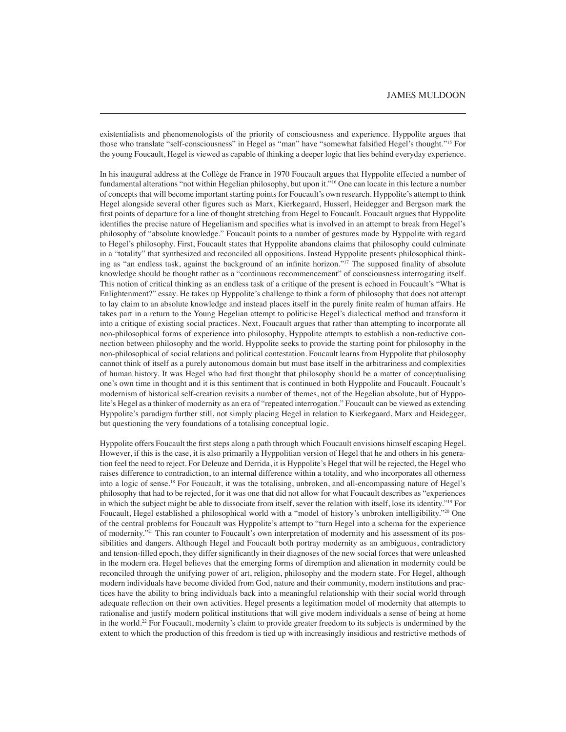existentialists and phenomenologists of the priority of consciousness and experience. Hyppolite argues that those who translate "self-consciousness" in Hegel as "man" have "somewhat falsified Hegel's thought."[15] For the young Foucault, Hegel is viewed as capable of thinking a deeper logic that lies behind everyday experience.

In his inaugural address at the Collège de France in 1970 Foucault argues that Hyppolite effected a number of fundamental alterations "not within Hegelian philosophy, but upon it."[16] One can locate in this lecture a number of concepts that will become important starting points for Foucault's own research. Hyppolite's attempt to think Hegel alongside several other figures such as Marx, Kierkegaard, Husserl, Heidegger and Bergson mark the first points of departure for a line of thought stretching from Hegel to Foucault. Foucault argues that Hyppolite identifies the precise nature of Hegelianism and specifies what is involved in an attempt to break from Hegel's philosophy of "absolute knowledge." Foucault points to a number of gestures made by Hyppolite with regard to Hegel's philosophy. First, Foucault states that Hyppolite abandons claims that philosophy could culminate in a "totality" that synthesized and reconciled all oppositions. Instead Hyppolite presents philosophical thinking as "an endless task, against the background of an infinite horizon."[17] The supposed finality of absolute knowledge should be thought rather as a "continuous recommencement" of consciousness interrogating itself. This notion of critical thinking as an endless task of a critique of the present is echoed in Foucault's "What is Enlightenment?" essay. He takes up Hyppolite's challenge to think a form of philosophy that does not attempt to lay claim to an absolute knowledge and instead places itself in the purely finite realm of human affairs. He takes part in a return to the Young Hegelian attempt to politicise Hegel's dialectical method and transform it into a critique of existing social practices. Next, Foucault argues that rather than attempting to incorporate all non-philosophical forms of experience into philosophy, Hyppolite attempts to establish a non-reductive connection between philosophy and the world. Hyppolite seeks to provide the starting point for philosophy in the non-philosophical of social relations and political contestation. Foucault learns from Hyppolite that philosophy cannot think of itself as a purely autonomous domain but must base itself in the arbitrariness and complexities of human history. It was Hegel who had first thought that philosophy should be a matter of conceptualising one's own time in thought and it is this sentiment that is continued in both Hyppolite and Foucault. Foucault's modernism of historical self-creation revisits a number of themes, not of the Hegelian absolute, but of Hyppolite's Hegel as a thinker of modernity as an era of "repeated interrogation." Foucault can be viewed as extending Hyppolite's paradigm further still, not simply placing Hegel in relation to Kierkegaard, Marx and Heidegger, but questioning the very foundations of a totalising conceptual logic.

Hyppolite offers Foucault the first steps along a path through which Foucault envisions himself escaping Hegel. However, if this is the case, it is also primarily a Hyppolitian version of Hegel that he and others in his generation feel the need to reject. For Deleuze and Derrida, it is Hyppolite's Hegel that will be rejected, the Hegel who raises difference to contradiction, to an internal difference within a totality, and who incorporates all otherness into a logic of sense.[18] For Foucault, it was the totalising, unbroken, and all-encompassing nature of Hegel's philosophy that had to be rejected, for it was one that did not allow for what Foucault describes as "experiences in which the subject might be able to dissociate from itself, sever the relation with itself, lose its identity."[19] For Foucault, Hegel established a philosophical world with a "model of history's unbroken intelligibility."[20] One of the central problems for Foucault was Hyppolite's attempt to "turn Hegel into a schema for the experience of modernity."[21] This ran counter to Foucault's own interpretation of modernity and his assessment of its possibilities and dangers. Although Hegel and Foucault both portray modernity as an ambiguous, contradictory and tension-filled epoch, they differ significantly in their diagnoses of the new social forces that were unleashed in the modern era. Hegel believes that the emerging forms of diremption and alienation in modernity could be reconciled through the unifying power of art, religion, philosophy and the modern state. For Hegel, although modern individuals have become divided from God, nature and their community, modern institutions and practices have the ability to bring individuals back into a meaningful relationship with their social world through adequate reflection on their own activities. Hegel presents a legitimation model of modernity that attempts to rationalise and justify modern political institutions that will give modern individuals a sense of being at home in the world.[22] For Foucault, modernity's claim to provide greater freedom to its subjects is undermined by the extent to which the production of this freedom is tied up with increasingly insidious and restrictive methods of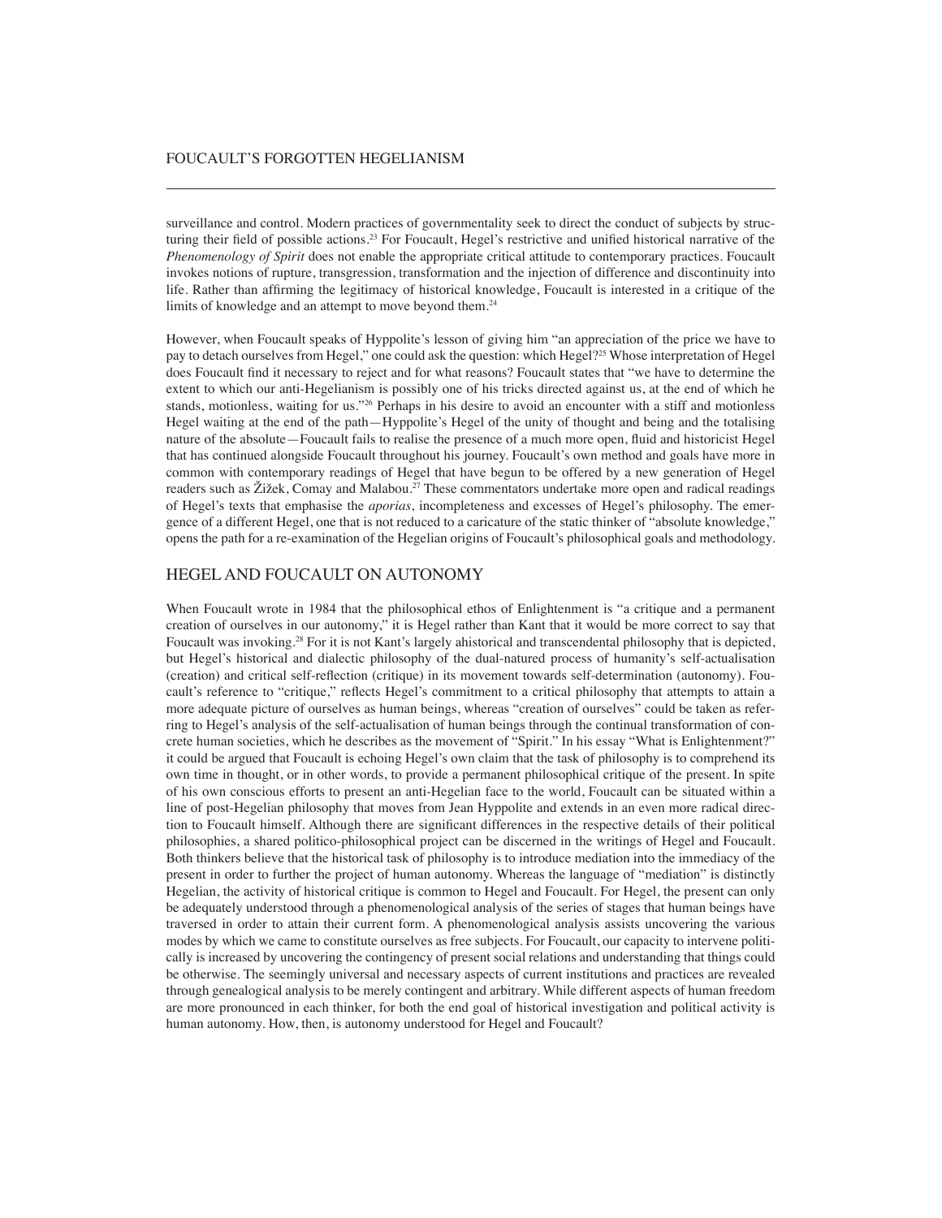surveillance and control. Modern practices of governmentality seek to direct the conduct of subjects by structuring their field of possible actions.[23] For Foucault, Hegel's restrictive and unified historical narrative of the *Phenomenology of Spirit* does not enable the appropriate critical attitude to contemporary practices. Foucault invokes notions of rupture, transgression, transformation and the injection of difference and discontinuity into life. Rather than affirming the legitimacy of historical knowledge, Foucault is interested in a critique of the limits of knowledge and an attempt to move beyond them.[24]

However, when Foucault speaks of Hyppolite's lesson of giving him "an appreciation of the price we have to pay to detach ourselves from Hegel," one could ask the question: which Hegel?[25] Whose interpretation of Hegel does Foucault find it necessary to reject and for what reasons? Foucault states that "we have to determine the extent to which our anti-Hegelianism is possibly one of his tricks directed against us, at the end of which he stands, motionless, waiting for us."[26] Perhaps in his desire to avoid an encounter with a stiff and motionless Hegel waiting at the end of the path—Hyppolite's Hegel of the unity of thought and being and the totalising nature of the absolute—Foucault fails to realise the presence of a much more open, fluid and historicist Hegel that has continued alongside Foucault throughout his journey. Foucault's own method and goals have more in common with contemporary readings of Hegel that have begun to be offered by a new generation of Hegel readers such as Žižek, Comay and Malabou.[27] These commentators undertake more open and radical readings of Hegel's texts that emphasise the *aporias*, incompleteness and excesses of Hegel's philosophy. The emergence of a different Hegel, one that is not reduced to a caricature of the static thinker of "absolute knowledge," opens the path for a re-examination of the Hegelian origins of Foucault's philosophical goals and methodology.

## HEGEL AND FOUCAULT ON AUTONOMY

When Foucault wrote in 1984 that the philosophical ethos of Enlightenment is "a critique and a permanent creation of ourselves in our autonomy," it is Hegel rather than Kant that it would be more correct to say that Foucault was invoking.[28] For it is not Kant's largely ahistorical and transcendental philosophy that is depicted, but Hegel's historical and dialectic philosophy of the dual-natured process of humanity's self-actualisation (creation) and critical self-reflection (critique) in its movement towards self-determination (autonomy). Foucault's reference to "critique," reflects Hegel's commitment to a critical philosophy that attempts to attain a more adequate picture of ourselves as human beings, whereas "creation of ourselves" could be taken as referring to Hegel's analysis of the self-actualisation of human beings through the continual transformation of concrete human societies, which he describes as the movement of "Spirit." In his essay "What is Enlightenment?" it could be argued that Foucault is echoing Hegel's own claim that the task of philosophy is to comprehend its own time in thought, or in other words, to provide a permanent philosophical critique of the present. In spite of his own conscious efforts to present an anti-Hegelian face to the world, Foucault can be situated within a line of post-Hegelian philosophy that moves from Jean Hyppolite and extends in an even more radical direction to Foucault himself. Although there are significant differences in the respective details of their political philosophies, a shared politico-philosophical project can be discerned in the writings of Hegel and Foucault. Both thinkers believe that the historical task of philosophy is to introduce mediation into the immediacy of the present in order to further the project of human autonomy. Whereas the language of "mediation" is distinctly Hegelian, the activity of historical critique is common to Hegel and Foucault. For Hegel, the present can only be adequately understood through a phenomenological analysis of the series of stages that human beings have traversed in order to attain their current form. A phenomenological analysis assists uncovering the various modes by which we came to constitute ourselves as free subjects. For Foucault, our capacity to intervene politically is increased by uncovering the contingency of present social relations and understanding that things could be otherwise. The seemingly universal and necessary aspects of current institutions and practices are revealed through genealogical analysis to be merely contingent and arbitrary. While different aspects of human freedom are more pronounced in each thinker, for both the end goal of historical investigation and political activity is human autonomy. How, then, is autonomy understood for Hegel and Foucault?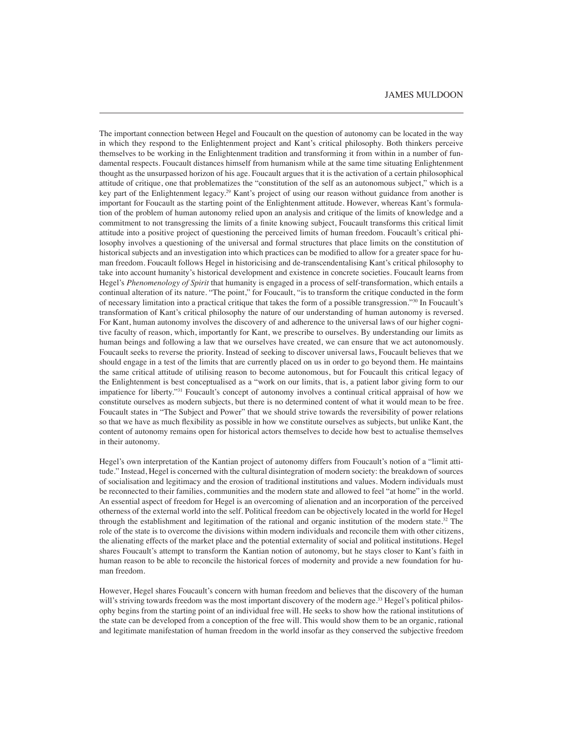The important connection between Hegel and Foucault on the question of autonomy can be located in the way in which they respond to the Enlightenment project and Kant's critical philosophy. Both thinkers perceive themselves to be working in the Enlightenment tradition and transforming it from within in a number of fundamental respects. Foucault distances himself from humanism while at the same time situating Enlightenment thought as the unsurpassed horizon of his age. Foucault argues that it is the activation of a certain philosophical attitude of critique, one that problematizes the "constitution of the self as an autonomous subject," which is a key part of the Enlightenment legacy.[29] Kant's project of using our reason without guidance from another is important for Foucault as the starting point of the Enlightenment attitude. However, whereas Kant's formulation of the problem of human autonomy relied upon an analysis and critique of the limits of knowledge and a commitment to not transgressing the limits of a finite knowing subject, Foucault transforms this critical limit attitude into a positive project of questioning the perceived limits of human freedom. Foucault's critical philosophy involves a questioning of the universal and formal structures that place limits on the constitution of historical subjects and an investigation into which practices can be modified to allow for a greater space for human freedom. Foucault follows Hegel in historicising and de-transcendentalising Kant's critical philosophy to take into account humanity's historical development and existence in concrete societies. Foucault learns from Hegel's *Phenomenology of Spirit* that humanity is engaged in a process of self-transformation, which entails a continual alteration of its nature. "The point," for Foucault, "is to transform the critique conducted in the form of necessary limitation into a practical critique that takes the form of a possible transgression."[30] In Foucault's transformation of Kant's critical philosophy the nature of our understanding of human autonomy is reversed. For Kant, human autonomy involves the discovery of and adherence to the universal laws of our higher cognitive faculty of reason, which, importantly for Kant, we prescribe to ourselves. By understanding our limits as human beings and following a law that we ourselves have created, we can ensure that we act autonomously. Foucault seeks to reverse the priority. Instead of seeking to discover universal laws, Foucault believes that we should engage in a test of the limits that are currently placed on us in order to go beyond them. He maintains the same critical attitude of utilising reason to become autonomous, but for Foucault this critical legacy of the Enlightenment is best conceptualised as a "work on our limits, that is, a patient labor giving form to our impatience for liberty."[31] Foucault's concept of autonomy involves a continual critical appraisal of how we constitute ourselves as modern subjects, but there is no determined content of what it would mean to be free. Foucault states in "The Subject and Power" that we should strive towards the reversibility of power relations so that we have as much flexibility as possible in how we constitute ourselves as subjects, but unlike Kant, the content of autonomy remains open for historical actors themselves to decide how best to actualise themselves in their autonomy.

Hegel's own interpretation of the Kantian project of autonomy differs from Foucault's notion of a "limit attitude." Instead, Hegel is concerned with the cultural disintegration of modern society: the breakdown of sources of socialisation and legitimacy and the erosion of traditional institutions and values. Modern individuals must be reconnected to their families, communities and the modern state and allowed to feel "at home" in the world. An essential aspect of freedom for Hegel is an overcoming of alienation and an incorporation of the perceived otherness of the external world into the self. Political freedom can be objectively located in the world for Hegel through the establishment and legitimation of the rational and organic institution of the modern state.[32] The role of the state is to overcome the divisions within modern individuals and reconcile them with other citizens, the alienating effects of the market place and the potential externality of social and political institutions. Hegel shares Foucault's attempt to transform the Kantian notion of autonomy, but he stays closer to Kant's faith in human reason to be able to reconcile the historical forces of modernity and provide a new foundation for human freedom.

However, Hegel shares Foucault's concern with human freedom and believes that the discovery of the human will's striving towards freedom was the most important discovery of the modern age.[33] Hegel's political philosophy begins from the starting point of an individual free will. He seeks to show how the rational institutions of the state can be developed from a conception of the free will. This would show them to be an organic, rational and legitimate manifestation of human freedom in the world insofar as they conserved the subjective freedom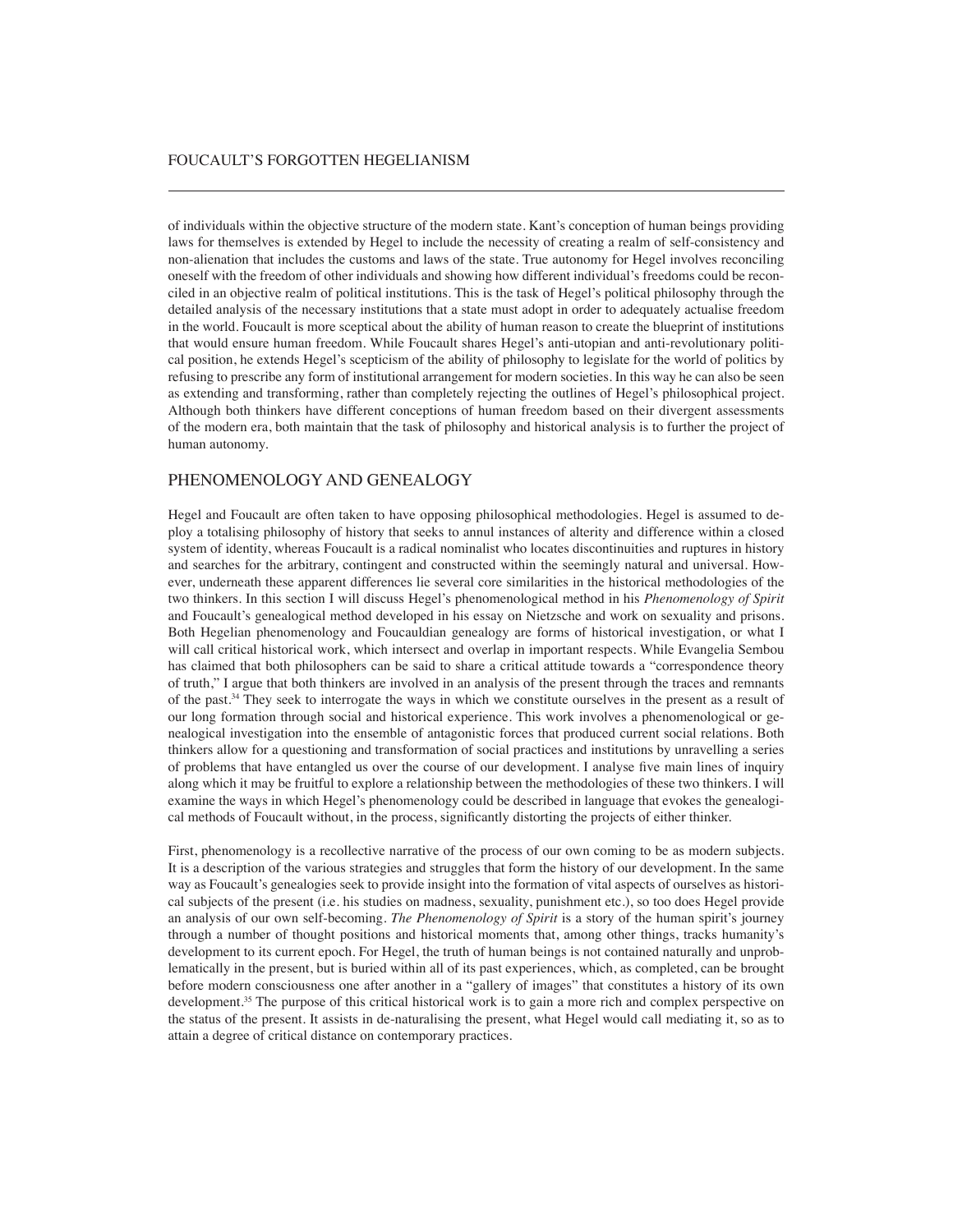of individuals within the objective structure of the modern state. Kant's conception of human beings providing laws for themselves is extended by Hegel to include the necessity of creating a realm of self-consistency and non-alienation that includes the customs and laws of the state. True autonomy for Hegel involves reconciling oneself with the freedom of other individuals and showing how different individual's freedoms could be reconciled in an objective realm of political institutions. This is the task of Hegel's political philosophy through the detailed analysis of the necessary institutions that a state must adopt in order to adequately actualise freedom in the world. Foucault is more sceptical about the ability of human reason to create the blueprint of institutions that would ensure human freedom. While Foucault shares Hegel's anti-utopian and anti-revolutionary political position, he extends Hegel's scepticism of the ability of philosophy to legislate for the world of politics by refusing to prescribe any form of institutional arrangement for modern societies. In this way he can also be seen as extending and transforming, rather than completely rejecting the outlines of Hegel's philosophical project. Although both thinkers have different conceptions of human freedom based on their divergent assessments of the modern era, both maintain that the task of philosophy and historical analysis is to further the project of human autonomy.

## PHENOMENOLOGY AND GENEALOGY

Hegel and Foucault are often taken to have opposing philosophical methodologies. Hegel is assumed to deploy a totalising philosophy of history that seeks to annul instances of alterity and difference within a closed system of identity, whereas Foucault is a radical nominalist who locates discontinuities and ruptures in history and searches for the arbitrary, contingent and constructed within the seemingly natural and universal. However, underneath these apparent differences lie several core similarities in the historical methodologies of the two thinkers. In this section I will discuss Hegel's phenomenological method in his *Phenomenology of Spirit* and Foucault's genealogical method developed in his essay on Nietzsche and work on sexuality and prisons. Both Hegelian phenomenology and Foucauldian genealogy are forms of historical investigation, or what I will call critical historical work, which intersect and overlap in important respects. While Evangelia Sembou has claimed that both philosophers can be said to share a critical attitude towards a "correspondence theory of truth," I argue that both thinkers are involved in an analysis of the present through the traces and remnants of the past.[34] They seek to interrogate the ways in which we constitute ourselves in the present as a result of our long formation through social and historical experience. This work involves a phenomenological or genealogical investigation into the ensemble of antagonistic forces that produced current social relations. Both thinkers allow for a questioning and transformation of social practices and institutions by unravelling a series of problems that have entangled us over the course of our development. I analyse five main lines of inquiry along which it may be fruitful to explore a relationship between the methodologies of these two thinkers. I will examine the ways in which Hegel's phenomenology could be described in language that evokes the genealogical methods of Foucault without, in the process, significantly distorting the projects of either thinker.

First, phenomenology is a recollective narrative of the process of our own coming to be as modern subjects. It is a description of the various strategies and struggles that form the history of our development. In the same way as Foucault's genealogies seek to provide insight into the formation of vital aspects of ourselves as historical subjects of the present (i.e. his studies on madness, sexuality, punishment etc.), so too does Hegel provide an analysis of our own self-becoming. *The Phenomenology of Spirit* is a story of the human spirit's journey through a number of thought positions and historical moments that, among other things, tracks humanity's development to its current epoch. For Hegel, the truth of human beings is not contained naturally and unproblematically in the present, but is buried within all of its past experiences, which, as completed, can be brought before modern consciousness one after another in a "gallery of images" that constitutes a history of its own development.[35] The purpose of this critical historical work is to gain a more rich and complex perspective on the status of the present. It assists in de-naturalising the present, what Hegel would call mediating it, so as to attain a degree of critical distance on contemporary practices.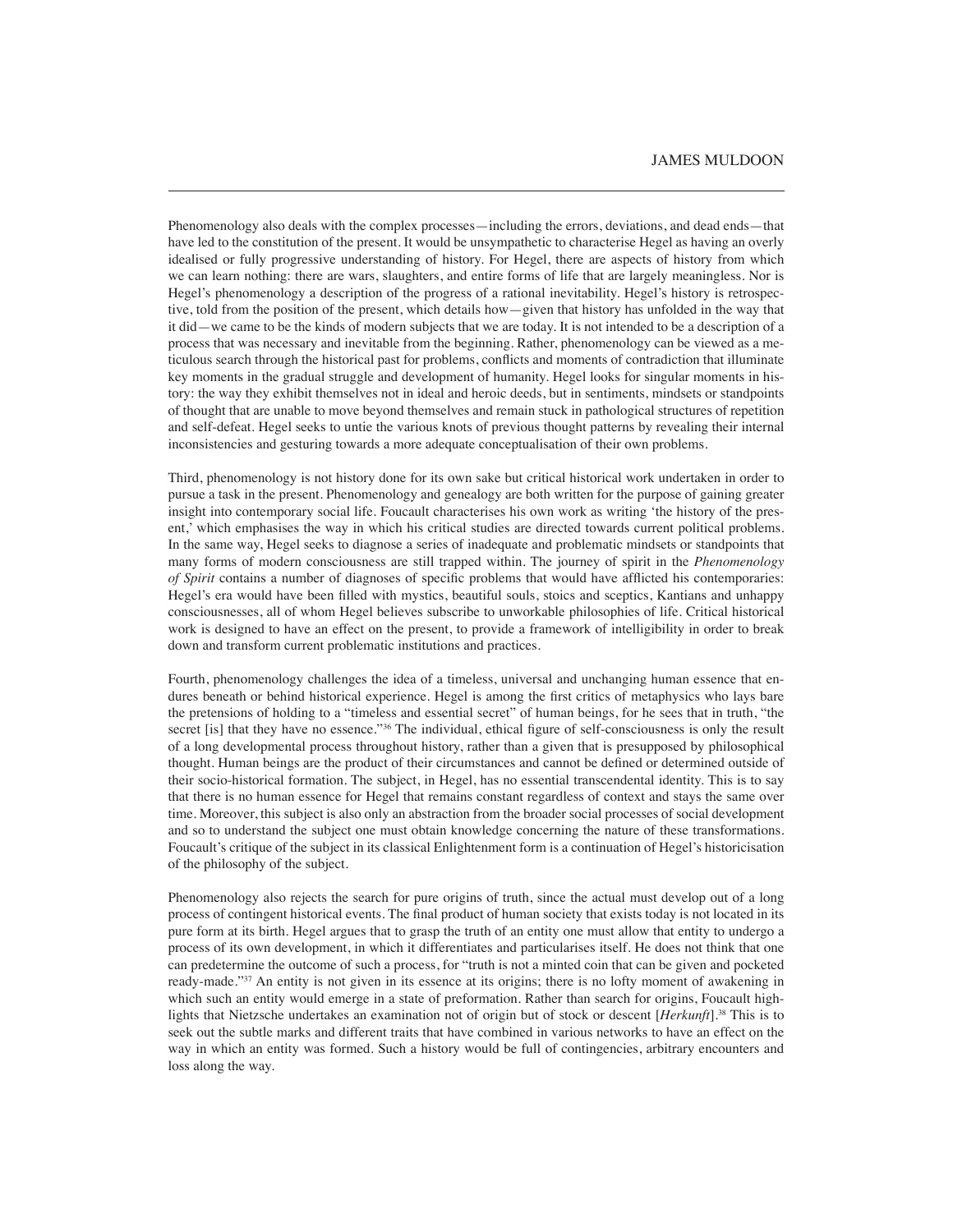Phenomenology also deals with the complex processes—including the errors, deviations, and dead ends—that have led to the constitution of the present. It would be unsympathetic to characterise Hegel as having an overly idealised or fully progressive understanding of history. For Hegel, there are aspects of history from which we can learn nothing: there are wars, slaughters, and entire forms of life that are largely meaningless. Nor is Hegel's phenomenology a description of the progress of a rational inevitability. Hegel's history is retrospective, told from the position of the present, which details how—given that history has unfolded in the way that it did—we came to be the kinds of modern subjects that we are today. It is not intended to be a description of a process that was necessary and inevitable from the beginning. Rather, phenomenology can be viewed as a meticulous search through the historical past for problems, conflicts and moments of contradiction that illuminate key moments in the gradual struggle and development of humanity. Hegel looks for singular moments in history: the way they exhibit themselves not in ideal and heroic deeds, but in sentiments, mindsets or standpoints of thought that are unable to move beyond themselves and remain stuck in pathological structures of repetition and self-defeat. Hegel seeks to untie the various knots of previous thought patterns by revealing their internal inconsistencies and gesturing towards a more adequate conceptualisation of their own problems.

Third, phenomenology is not history done for its own sake but critical historical work undertaken in order to pursue a task in the present. Phenomenology and genealogy are both written for the purpose of gaining greater insight into contemporary social life. Foucault characterises his own work as writing 'the history of the present,' which emphasises the way in which his critical studies are directed towards current political problems. In the same way, Hegel seeks to diagnose a series of inadequate and problematic mindsets or standpoints that many forms of modern consciousness are still trapped within. The journey of spirit in the *Phenomenology of Spirit* contains a number of diagnoses of specific problems that would have afflicted his contemporaries: Hegel's era would have been filled with mystics, beautiful souls, stoics and sceptics, Kantians and unhappy consciousnesses, all of whom Hegel believes subscribe to unworkable philosophies of life. Critical historical work is designed to have an effect on the present, to provide a framework of intelligibility in order to break down and transform current problematic institutions and practices.

Fourth, phenomenology challenges the idea of a timeless, universal and unchanging human essence that endures beneath or behind historical experience. Hegel is among the first critics of metaphysics who lays bare the pretensions of holding to a "timeless and essential secret" of human beings, for he sees that in truth, "the secret [is] that they have no essence."[36] The individual, ethical figure of self-consciousness is only the result of a long developmental process throughout history, rather than a given that is presupposed by philosophical thought. Human beings are the product of their circumstances and cannot be defined or determined outside of their socio-historical formation. The subject, in Hegel, has no essential transcendental identity. This is to say that there is no human essence for Hegel that remains constant regardless of context and stays the same over time. Moreover, this subject is also only an abstraction from the broader social processes of social development and so to understand the subject one must obtain knowledge concerning the nature of these transformations. Foucault's critique of the subject in its classical Enlightenment form is a continuation of Hegel's historicisation of the philosophy of the subject.

Phenomenology also rejects the search for pure origins of truth, since the actual must develop out of a long process of contingent historical events. The final product of human society that exists today is not located in its pure form at its birth. Hegel argues that to grasp the truth of an entity one must allow that entity to undergo a process of its own development, in which it differentiates and particularises itself. He does not think that one can predetermine the outcome of such a process, for "truth is not a minted coin that can be given and pocketed ready-made."[37] An entity is not given in its essence at its origins; there is no lofty moment of awakening in which such an entity would emerge in a state of preformation. Rather than search for origins, Foucault highlights that Nietzsche undertakes an examination not of origin but of stock or descent [*Herkunft*].[38] This is to seek out the subtle marks and different traits that have combined in various networks to have an effect on the way in which an entity was formed. Such a history would be full of contingencies, arbitrary encounters and loss along the way.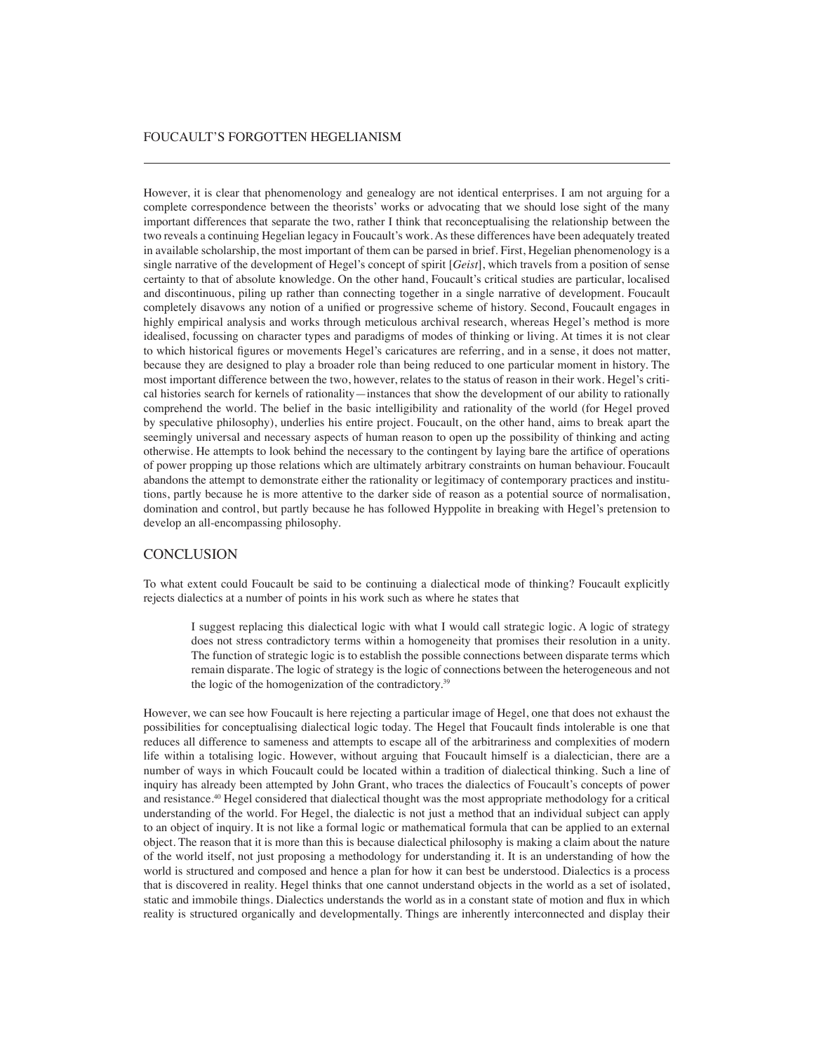However, it is clear that phenomenology and genealogy are not identical enterprises. I am not arguing for a complete correspondence between the theorists' works or advocating that we should lose sight of the many important differences that separate the two, rather I think that reconceptualising the relationship between the two reveals a continuing Hegelian legacy in Foucault's work. As these differences have been adequately treated in available scholarship, the most important of them can be parsed in brief. First, Hegelian phenomenology is a single narrative of the development of Hegel's concept of spirit [*Geist*], which travels from a position of sense certainty to that of absolute knowledge. On the other hand, Foucault's critical studies are particular, localised and discontinuous, piling up rather than connecting together in a single narrative of development. Foucault completely disavows any notion of a unified or progressive scheme of history. Second, Foucault engages in highly empirical analysis and works through meticulous archival research, whereas Hegel's method is more idealised, focussing on character types and paradigms of modes of thinking or living. At times it is not clear to which historical figures or movements Hegel's caricatures are referring, and in a sense, it does not matter, because they are designed to play a broader role than being reduced to one particular moment in history. The most important difference between the two, however, relates to the status of reason in their work. Hegel's critical histories search for kernels of rationality—instances that show the development of our ability to rationally comprehend the world. The belief in the basic intelligibility and rationality of the world (for Hegel proved by speculative philosophy), underlies his entire project. Foucault, on the other hand, aims to break apart the seemingly universal and necessary aspects of human reason to open up the possibility of thinking and acting otherwise. He attempts to look behind the necessary to the contingent by laying bare the artifice of operations of power propping up those relations which are ultimately arbitrary constraints on human behaviour. Foucault abandons the attempt to demonstrate either the rationality or legitimacy of contemporary practices and institutions, partly because he is more attentive to the darker side of reason as a potential source of normalisation, domination and control, but partly because he has followed Hyppolite in breaking with Hegel's pretension to develop an all-encompassing philosophy.

## CONCLUSION

To what extent could Foucault be said to be continuing a dialectical mode of thinking? Foucault explicitly rejects dialectics at a number of points in his work such as where he states that

> I suggest replacing this dialectical logic with what I would call strategic logic. A logic of strategy does not stress contradictory terms within a homogeneity that promises their resolution in a unity. The function of strategic logic is to establish the possible connections between disparate terms which remain disparate. The logic of strategy is the logic of connections between the heterogeneous and not the logic of the homogenization of the contradictory.[39]

However, we can see how Foucault is here rejecting a particular image of Hegel, one that does not exhaust the possibilities for conceptualising dialectical logic today. The Hegel that Foucault finds intolerable is one that reduces all difference to sameness and attempts to escape all of the arbitrariness and complexities of modern life within a totalising logic. However, without arguing that Foucault himself is a dialectician, there are a number of ways in which Foucault could be located within a tradition of dialectical thinking. Such a line of inquiry has already been attempted by John Grant, who traces the dialectics of Foucault's concepts of power and resistance.[40] Hegel considered that dialectical thought was the most appropriate methodology for a critical understanding of the world. For Hegel, the dialectic is not just a method that an individual subject can apply to an object of inquiry. It is not like a formal logic or mathematical formula that can be applied to an external object. The reason that it is more than this is because dialectical philosophy is making a claim about the nature of the world itself, not just proposing a methodology for understanding it. It is an understanding of how the world is structured and composed and hence a plan for how it can best be understood. Dialectics is a process that is discovered in reality. Hegel thinks that one cannot understand objects in the world as a set of isolated, static and immobile things. Dialectics understands the world as in a constant state of motion and flux in which reality is structured organically and developmentally. Things are inherently interconnected and display their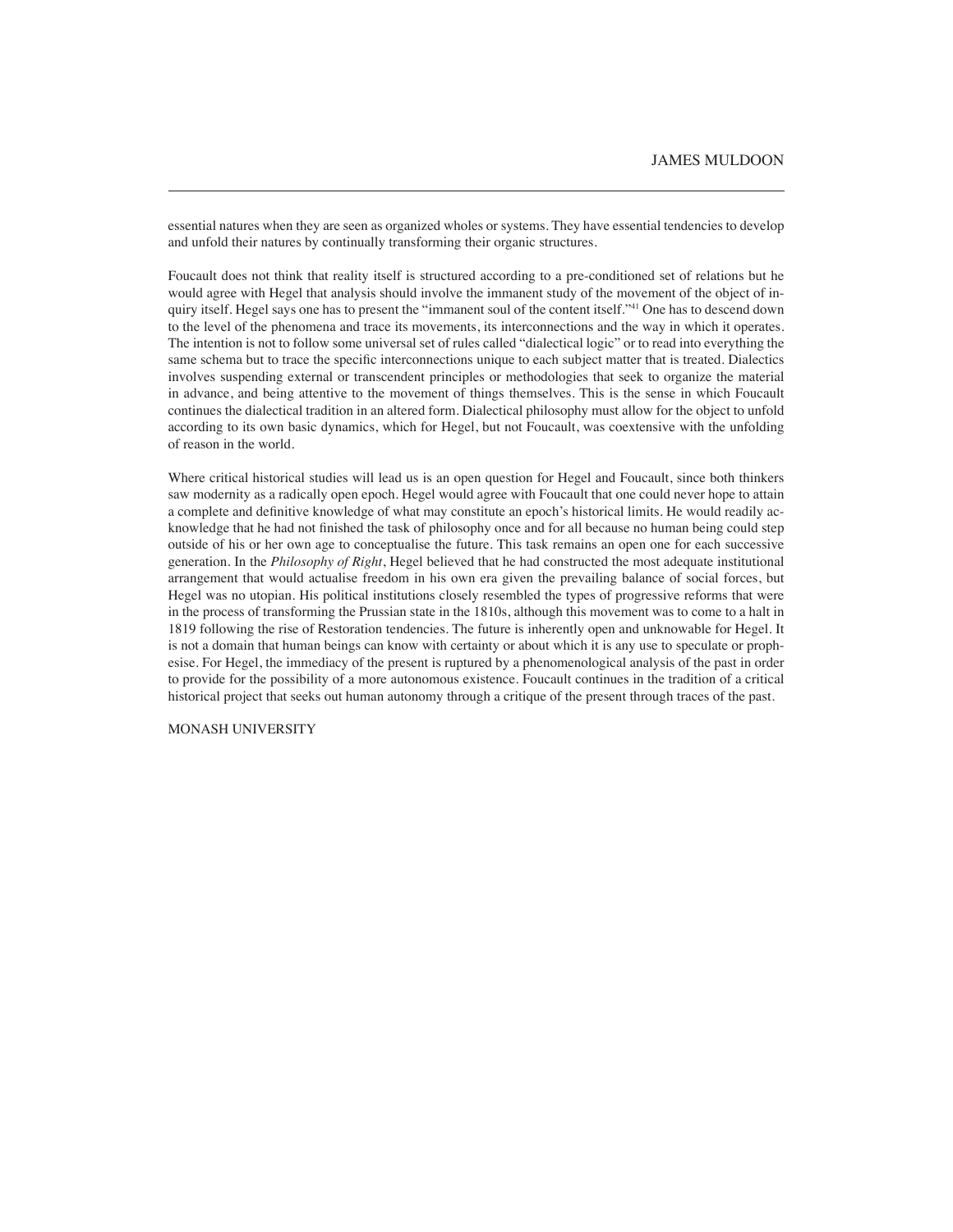essential natures when they are seen as organized wholes or systems. They have essential tendencies to develop and unfold their natures by continually transforming their organic structures.

Foucault does not think that reality itself is structured according to a pre-conditioned set of relations but he would agree with Hegel that analysis should involve the immanent study of the movement of the object of inquiry itself. Hegel says one has to present the "immanent soul of the content itself."[41] One has to descend down to the level of the phenomena and trace its movements, its interconnections and the way in which it operates. The intention is not to follow some universal set of rules called "dialectical logic" or to read into everything the same schema but to trace the specific interconnections unique to each subject matter that is treated. Dialectics involves suspending external or transcendent principles or methodologies that seek to organize the material in advance, and being attentive to the movement of things themselves. This is the sense in which Foucault continues the dialectical tradition in an altered form. Dialectical philosophy must allow for the object to unfold according to its own basic dynamics, which for Hegel, but not Foucault, was coextensive with the unfolding of reason in the world.

Where critical historical studies will lead us is an open question for Hegel and Foucault, since both thinkers saw modernity as a radically open epoch. Hegel would agree with Foucault that one could never hope to attain a complete and definitive knowledge of what may constitute an epoch's historical limits. He would readily acknowledge that he had not finished the task of philosophy once and for all because no human being could step outside of his or her own age to conceptualise the future. This task remains an open one for each successive generation. In the *Philosophy of Right*, Hegel believed that he had constructed the most adequate institutional arrangement that would actualise freedom in his own era given the prevailing balance of social forces, but Hegel was no utopian. His political institutions closely resembled the types of progressive reforms that were in the process of transforming the Prussian state in the 1810s, although this movement was to come to a halt in 1819 following the rise of Restoration tendencies. The future is inherently open and unknowable for Hegel. It is not a domain that human beings can know with certainty or about which it is any use to speculate or prophesise. For Hegel, the immediacy of the present is ruptured by a phenomenological analysis of the past in order to provide for the possibility of a more autonomous existence. Foucault continues in the tradition of a critical historical project that seeks out human autonomy through a critique of the present through traces of the past.

MONASH UNIVERSITY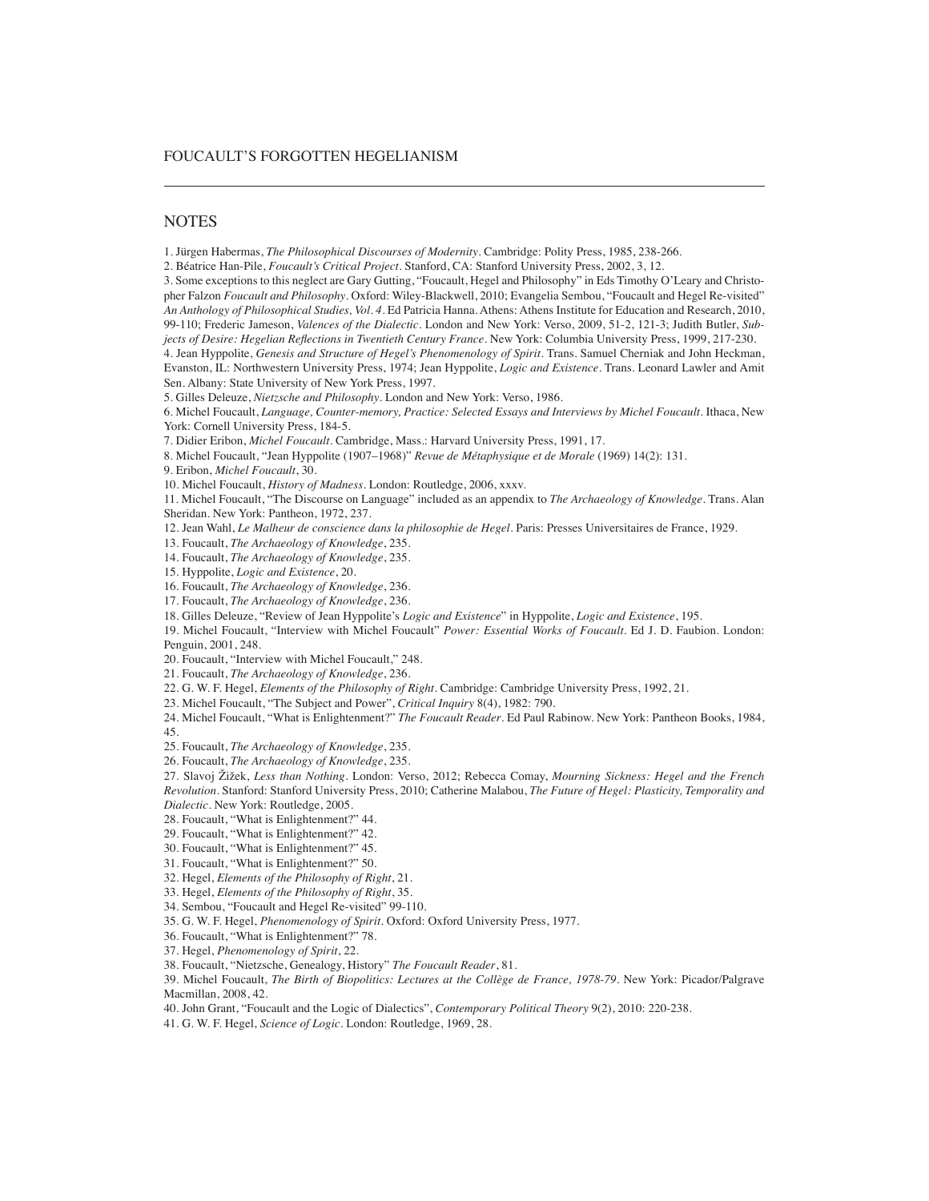## NOTES

1. Jürgen Habermas, *The Philosophical Discourses of Modernity*. Cambridge: Polity Press, 1985, 238-266.
2. Béatrice Han-Pile, *Foucault's Critical Project*. Stanford, CA: Stanford University Press, 2002, 3, 12.
3. Some exceptions to this neglect are Gary Gutting, "Foucault, Hegel and Philosophy" in Eds Timothy O'Leary and Christopher Falzon *Foucault and Philosophy*. Oxford: Wiley-Blackwell, 2010; Evangelia Sembou, "Foucault and Hegel Re-visited" *An Anthology of Philosophical Studies, Vol. 4*. Ed Patricia Hanna. Athens: Athens Institute for Education and Research, 2010, 99-110; Frederic Jameson, *Valences of the Dialectic*. London and New York: Verso, 2009, 51-2, 121-3; Judith Butler, *Subjects of Desire: Hegelian Reflections in Twentieth Century France*. New York: Columbia University Press, 1999, 217-230.
4. Jean Hyppolite, *Genesis and Structure of Hegel's Phenomenology of Spirit*. Trans. Samuel Cherniak and John Heckman, Evanston, IL: Northwestern University Press, 1974; Jean Hyppolite, *Logic and Existence*. Trans. Leonard Lawler and Amit Sen. Albany: State University of New York Press, 1997.
5. Gilles Deleuze, *Nietzsche and Philosophy*. London and New York: Verso, 1986.
6. Michel Foucault, *Language, Counter-memory, Practice: Selected Essays and Interviews by Michel Foucault*. Ithaca, New York: Cornell University Press, 184-5.
7. Didier Eribon, *Michel Foucault*. Cambridge, Mass.: Harvard University Press, 1991, 17.
8. Michel Foucault, "Jean Hyppolite (1907–1968)" *Revue de Métaphysique et de Morale* (1969) 14(2): 131.
9. Eribon, *Michel Foucault*, 30.
10. Michel Foucault, *History of Madness*. London: Routledge, 2006, xxxv.
11. Michel Foucault, "The Discourse on Language" included as an appendix to *The Archaeology of Knowledge*. Trans. Alan Sheridan. New York: Pantheon, 1972, 237.
12. Jean Wahl, *Le Malheur de conscience dans la philosophie de Hegel*. Paris: Presses Universitaires de France, 1929.
13. Foucault, *The Archaeology of Knowledge*, 235.
14. Foucault, *The Archaeology of Knowledge*, 235.
15. Hyppolite, *Logic and Existence*, 20.
16. Foucault, *The Archaeology of Knowledge*, 236.
17. Foucault, *The Archaeology of Knowledge*, 236.
18. Gilles Deleuze, "Review of Jean Hyppolite's *Logic and Existence*" in Hyppolite, *Logic and Existence*, 195.
19. Michel Foucault, "Interview with Michel Foucault" *Power: Essential Works of Foucault*. Ed J. D. Faubion. London: Penguin, 2001, 248.
20. Foucault, "Interview with Michel Foucault," 248.
21. Foucault, *The Archaeology of Knowledge*, 236.
22. G. W. F. Hegel, *Elements of the Philosophy of Right*. Cambridge: Cambridge University Press, 1992, 21.
23. Michel Foucault, "The Subject and Power", *Critical Inquiry* 8(4), 1982: 790.
24. Michel Foucault, "What is Enlightenment?" *The Foucault Reader*. Ed Paul Rabinow. New York: Pantheon Books, 1984, 45.
25. Foucault, *The Archaeology of Knowledge*, 235.
26. Foucault, *The Archaeology of Knowledge*, 235.
27. Slavoj Žižek, *Less than Nothing*. London: Verso, 2012; Rebecca Comay, *Mourning Sickness: Hegel and the French Revolution*. Stanford: Stanford University Press, 2010; Catherine Malabou, *The Future of Hegel: Plasticity, Temporality and Dialectic*. New York: Routledge, 2005.
28. Foucault, "What is Enlightenment?" 44.
29. Foucault, "What is Enlightenment?" 42.
30. Foucault, "What is Enlightenment?" 45.
31. Foucault, "What is Enlightenment?" 50.
32. Hegel, *Elements of the Philosophy of Right*, 21.
33. Hegel, *Elements of the Philosophy of Right*, 35.
34. Sembou, "Foucault and Hegel Re-visited" 99-110.
35. G. W. F. Hegel, *Phenomenology of Spirit*. Oxford: Oxford University Press, 1977.
36. Foucault, "What is Enlightenment?" 78.
37. Hegel, *Phenomenology of Spirit*, 22.
38. Foucault, "Nietzsche, Genealogy, History" *The Foucault Reader*, 81.
39. Michel Foucault, *The Birth of Biopolitics: Lectures at the Collège de France, 1978-79*. New York: Picador/Palgrave Macmillan, 2008, 42.
40. John Grant, "Foucault and the Logic of Dialectics", *Contemporary Political Theory* 9(2), 2010: 220-238.
41. G. W. F. Hegel, *Science of Logic*. London: Routledge, 1969, 28.